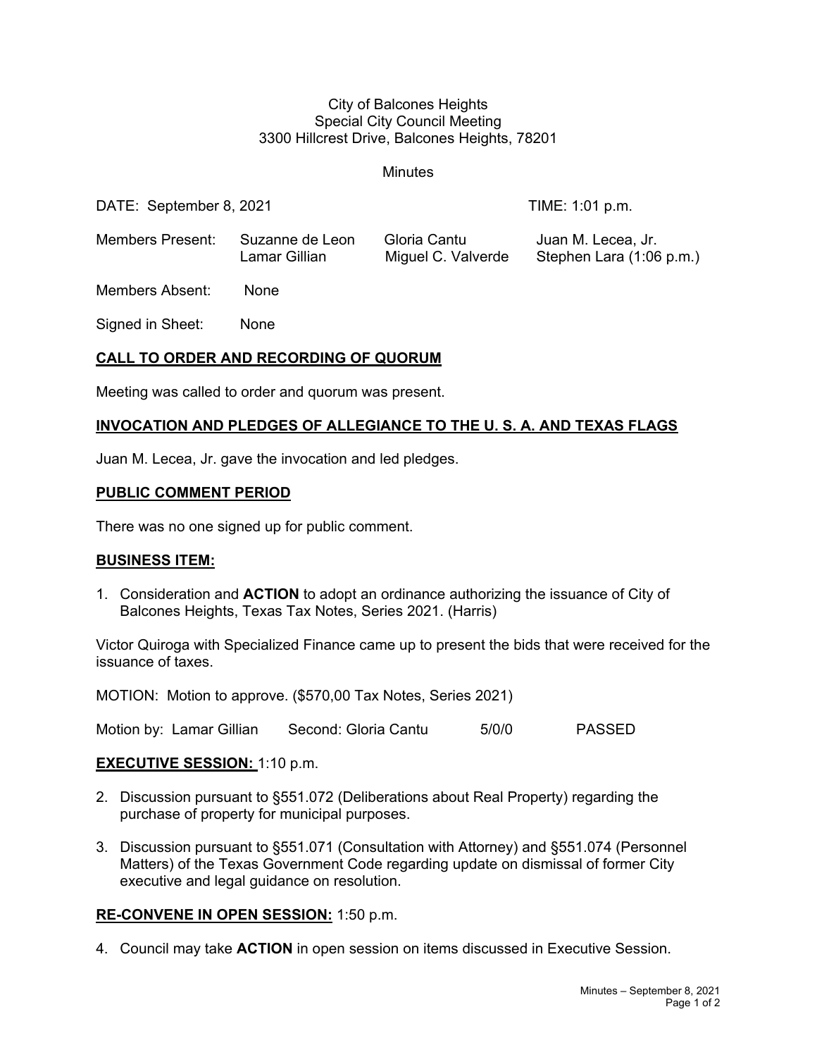City of Balcones Heights
Special City Council Meeting
3300 Hillcrest Drive, Balcones Heights, 78201

Minutes

DATE: September 8, 2021 TIME: 1:01 p.m.

| Members Present: | Suzanne de Leon | Gloria Cantu | Juan M. Lecea, Jr. |
|---|---|---|---|
| | Lamar Gillian | Miguel C. Valverde | Stephen Lara (1:06 p.m.) |

Members Absent: None

Signed in Sheet: None

## CALL TO ORDER AND RECORDING OF QUORUM

Meeting was called to order and quorum was present.

## INVOCATION AND PLEDGES OF ALLEGIANCE TO THE U. S. A. AND TEXAS FLAGS

Juan M. Lecea, Jr. gave the invocation and led pledges.

## PUBLIC COMMENT PERIOD

There was no one signed up for public comment.

## BUSINESS ITEM:

1. Consideration and **ACTION** to adopt an ordinance authorizing the issuance of City of Balcones Heights, Texas Tax Notes, Series 2021. (Harris)

Victor Quiroga with Specialized Finance came up to present the bids that were received for the issuance of taxes.

MOTION: Motion to approve. ($570,00 Tax Notes, Series 2021)

Motion by: Lamar Gillian Second: Gloria Cantu 5/0/0 PASSED

## EXECUTIVE SESSION: 1:10 p.m.

2. Discussion pursuant to §551.072 (Deliberations about Real Property) regarding the purchase of property for municipal purposes.

3. Discussion pursuant to §551.071 (Consultation with Attorney) and §551.074 (Personnel Matters) of the Texas Government Code regarding update on dismissal of former City executive and legal guidance on resolution.

## RE-CONVENE IN OPEN SESSION: 1:50 p.m.

4. Council may take **ACTION** in open session on items discussed in Executive Session.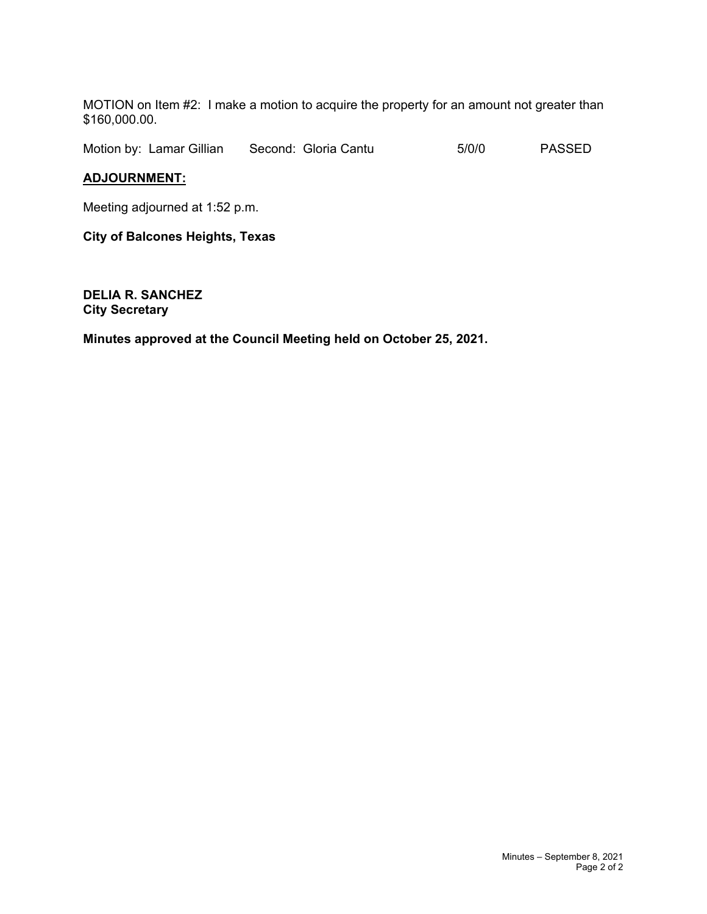MOTION on Item #2: I make a motion to acquire the property for an amount not greater than $160,000.00.

Motion by: Lamar Gillian  Second: Gloria Cantu  5/0/0  PASSED

**ADJOURNMENT:**

Meeting adjourned at 1:52 p.m.

**City of Balcones Heights, Texas**

**DELIA R. SANCHEZ**
**City Secretary**

**Minutes approved at the Council Meeting held on October 25, 2021.**